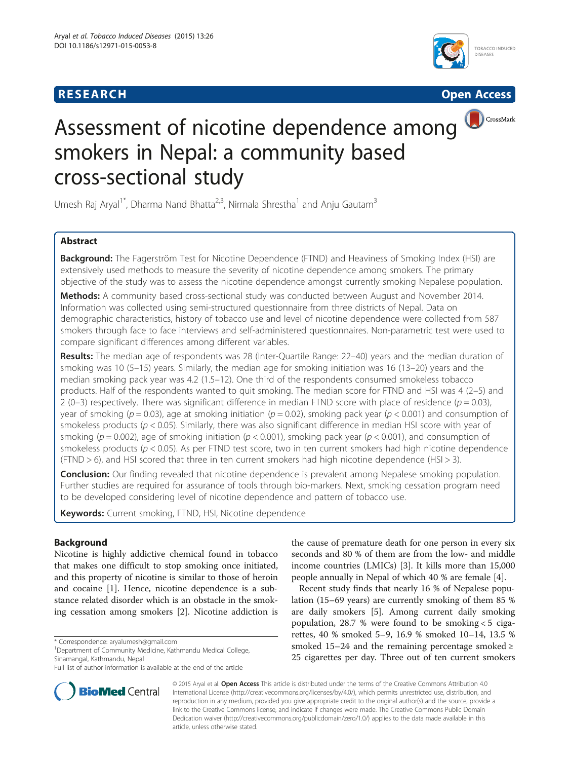**RESEARCH** **Open Access**

# Assessment of nicotine dependence among smokers in Nepal: a community based cross-sectional study

Umesh Raj Aryal[1*], Dharma Nand Bhatta[2,3], Nirmala Shrestha[1] and Anju Gautam[3]

## Abstract

**Background:** The Fagerström Test for Nicotine Dependence (FTND) and Heaviness of Smoking Index (HSI) are extensively used methods to measure the severity of nicotine dependence among smokers. The primary objective of the study was to assess the nicotine dependence amongst currently smoking Nepalese population.

**Methods:** A community based cross-sectional study was conducted between August and November 2014. Information was collected using semi-structured questionnaire from three districts of Nepal. Data on demographic characteristics, history of tobacco use and level of nicotine dependence were collected from 587 smokers through face to face interviews and self-administered questionnaires. Non-parametric test were used to compare significant differences among different variables.

**Results:** The median age of respondents was 28 (Inter-Quartile Range: 22–40) years and the median duration of smoking was 10 (5–15) years. Similarly, the median age for smoking initiation was 16 (13–20) years and the median smoking pack year was 4.2 (1.5–12). One third of the respondents consumed smokeless tobacco products. Half of the respondents wanted to quit smoking. The median score for FTND and HSI was 4 (2–5) and 2 (0–3) respectively. There was significant difference in median FTND score with place of residence ($p = 0.03$), year of smoking ($p = 0.03$), age at smoking initiation ($p = 0.02$), smoking pack year ($p < 0.001$) and consumption of smokeless products ($p < 0.05$). Similarly, there was also significant difference in median HSI score with year of smoking ($p = 0.002$), age of smoking initiation ($p < 0.001$), smoking pack year ($p < 0.001$), and consumption of smokeless products ($p < 0.05$). As per FTND test score, two in ten current smokers had high nicotine dependence (FTND > 6), and HSI scored that three in ten current smokers had high nicotine dependence (HSI > 3).

**Conclusion:** Our finding revealed that nicotine dependence is prevalent among Nepalese smoking population. Further studies are required for assurance of tools through bio-markers. Next, smoking cessation program need to be developed considering level of nicotine dependence and pattern of tobacco use.

**Keywords:** Current smoking, FTND, HSI, Nicotine dependence

## Background

Nicotine is highly addictive chemical found in tobacco that makes one difficult to stop smoking once initiated, and this property of nicotine is similar to those of heroin and cocaine [1]. Hence, nicotine dependence is a substance related disorder which is an obstacle in the smoking cessation among smokers [2]. Nicotine addiction is the cause of premature death for one person in every six seconds and 80 % of them are from the low- and middle income countries (LMICs) [3]. It kills more than 15,000 people annually in Nepal of which 40 % are female [4].

Recent study finds that nearly 16 % of Nepalese population (15–69 years) are currently smoking of them 85 % are daily smokers [5]. Among current daily smoking population, 28.7 % were found to be smoking < 5 cigarettes, 40 % smoked 5–9, 16.9 % smoked 10–14, 13.5 % smoked 15–24 and the remaining percentage smoked ≥ 25 cigarettes per day. Three out of ten current smokers

\* Correspondence: aryalumesh@gmail.com
[1]Department of Community Medicine, Kathmandu Medical College, Sinamangal, Kathmandu, Nepal
Full list of author information is available at the end of the article

© 2015 Aryal et al. **Open Access** This article is distributed under the terms of the Creative Commons Attribution 4.0 International License (http://creativecommons.org/licenses/by/4.0/), which permits unrestricted use, distribution, and reproduction in any medium, provided you give appropriate credit to the original author(s) and the source, provide a link to the Creative Commons license, and indicate if changes were made. The Creative Commons Public Domain Dedication waiver (http://creativecommons.org/publicdomain/zero/1.0/) applies to the data made available in this article, unless otherwise stated.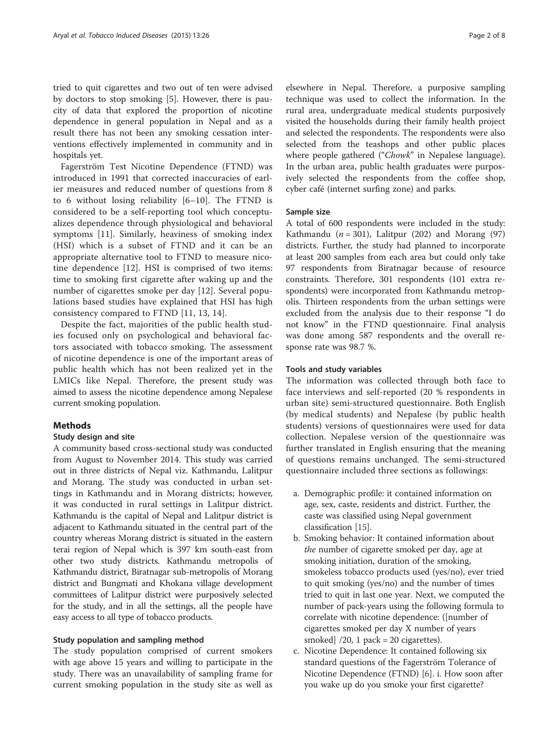tried to quit cigarettes and two out of ten were advised by doctors to stop smoking [5]. However, there is paucity of data that explored the proportion of nicotine dependence in general population in Nepal and as a result there has not been any smoking cessation interventions effectively implemented in community and in hospitals yet.

Fagerström Test Nicotine Dependence (FTND) was introduced in 1991 that corrected inaccuracies of earlier measures and reduced number of questions from 8 to 6 without losing reliability [6–10]. The FTND is considered to be a self-reporting tool which conceptualizes dependence through physiological and behavioral symptoms [11]. Similarly, heaviness of smoking index (HSI) which is a subset of FTND and it can be an appropriate alternative tool to FTND to measure nicotine dependence [12]. HSI is comprised of two items: time to smoking first cigarette after waking up and the number of cigarettes smoke per day [12]. Several populations based studies have explained that HSI has high consistency compared to FTND [11, 13, 14].

Despite the fact, majorities of the public health studies focused only on psychological and behavioral factors associated with tobacco smoking. The assessment of nicotine dependence is one of the important areas of public health which has not been realized yet in the LMICs like Nepal. Therefore, the present study was aimed to assess the nicotine dependence among Nepalese current smoking population.

## Methods

### Study design and site

A community based cross-sectional study was conducted from August to November 2014. This study was carried out in three districts of Nepal viz. Kathmandu, Lalitpur and Morang. The study was conducted in urban settings in Kathmandu and in Morang districts; however, it was conducted in rural settings in Lalitpur district. Kathmandu is the capital of Nepal and Lalitpur district is adjacent to Kathmandu situated in the central part of the country whereas Morang district is situated in the eastern terai region of Nepal which is 397 km south-east from other two study districts. Kathmandu metropolis of Kathmandu district, Biratnagar sub-metropolis of Morang district and Bungmati and Khokana village development committees of Lalitpur district were purposively selected for the study, and in all the settings, all the people have easy access to all type of tobacco products.

### Study population and sampling method

The study population comprised of current smokers with age above 15 years and willing to participate in the study. There was an unavailability of sampling frame for current smoking population in the study site as well as elsewhere in Nepal. Therefore, a purposive sampling technique was used to collect the information. In the rural area, undergraduate medical students purposively visited the households during their family health project and selected the respondents. The respondents were also selected from the teashops and other public places where people gathered ("*Chowk*" in Nepalese language). In the urban area, public health graduates were purposively selected the respondents from the coffee shop, cyber café (internet surfing zone) and parks.

### Sample size

A total of 600 respondents were included in the study: Kathmandu ($n = 301$), Lalitpur (202) and Morang (97) districts. Further, the study had planned to incorporate at least 200 samples from each area but could only take 97 respondents from Biratnagar because of resource constraints. Therefore, 301 respondents (101 extra respondents) were incorporated from Kathmandu metropolis. Thirteen respondents from the urban settings were excluded from the analysis due to their response "I do not know" in the FTND questionnaire. Final analysis was done among 587 respondents and the overall response rate was 98.7 %.

### Tools and study variables

The information was collected through both face to face interviews and self-reported (20 % respondents in urban site) semi-structured questionnaire. Both English (by medical students) and Nepalese (by public health students) versions of questionnaires were used for data collection. Nepalese version of the questionnaire was further translated in English ensuring that the meaning of questions remains unchanged. The semi-structured questionnaire included three sections as followings:

a. Demographic profile: it contained information on age, sex, caste, residents and district. Further, the caste was classified using Nepal government classification [15].
b. Smoking behavior: It contained information about *the* number of cigarette smoked per day, age at smoking initiation, duration of the smoking, smokeless tobacco products used (yes/no), ever tried to quit smoking (yes/no) and the number of times tried to quit in last one year. Next, we computed the number of pack-years using the following formula to correlate with nicotine dependence: ([number of cigarettes smoked per day X number of years smoked] /20, 1 pack = 20 cigarettes).
c. Nicotine Dependence: It contained following six standard questions of the Fagerström Tolerance of Nicotine Dependence (FTND) [6]. i. How soon after you wake up do you smoke your first cigarette?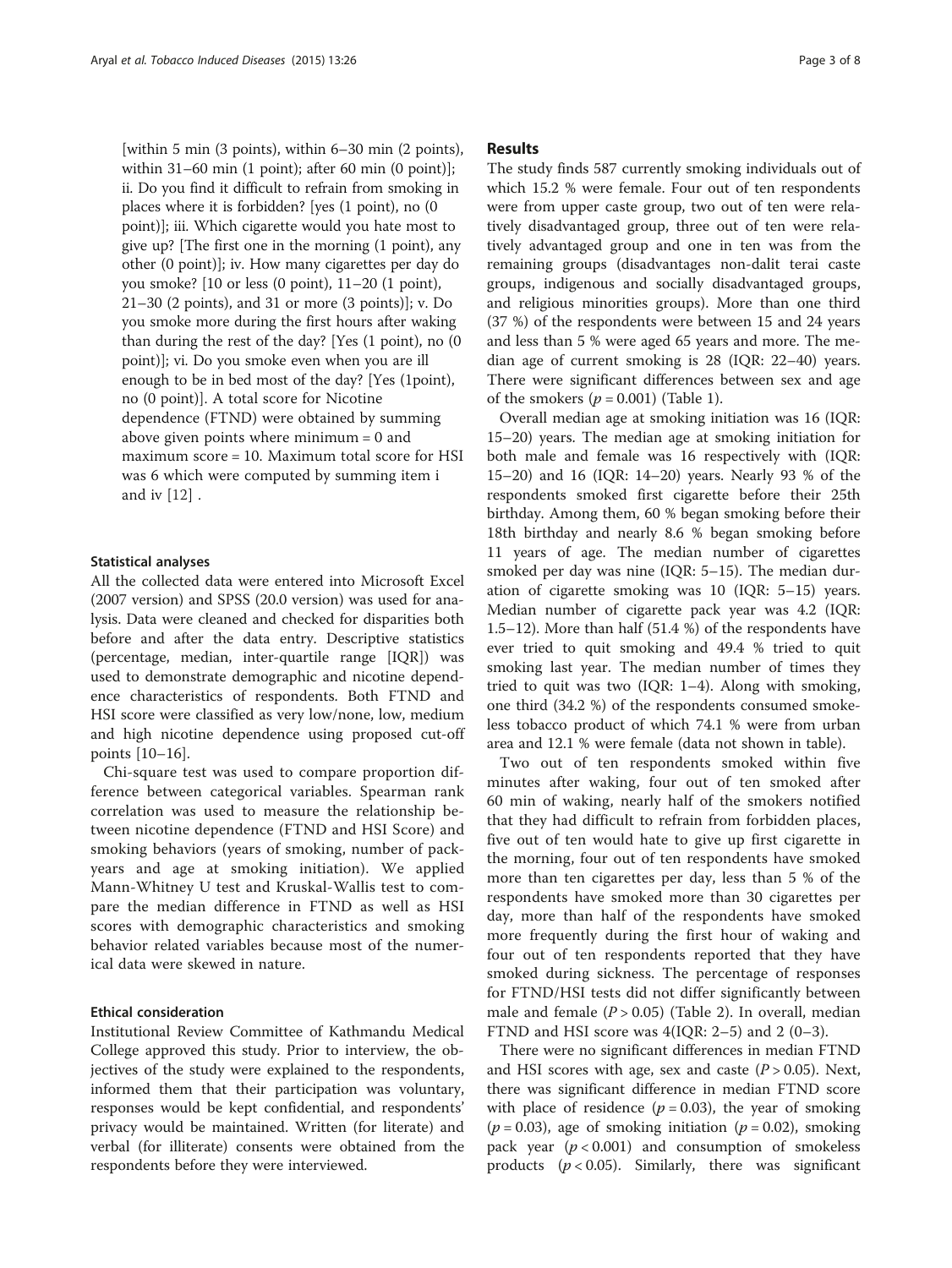[within 5 min (3 points), within 6–30 min (2 points), within 31–60 min (1 point); after 60 min (0 point)]; ii. Do you find it difficult to refrain from smoking in places where it is forbidden? [yes (1 point), no (0 point)]; iii. Which cigarette would you hate most to give up? [The first one in the morning (1 point), any other (0 point)]; iv. How many cigarettes per day do you smoke? [10 or less (0 point), 11–20 (1 point), 21–30 (2 points), and 31 or more (3 points)]; v. Do you smoke more during the first hours after waking than during the rest of the day? [Yes (1 point), no (0 point)]; vi. Do you smoke even when you are ill enough to be in bed most of the day? [Yes (1point), no (0 point)]. A total score for Nicotine dependence (FTND) were obtained by summing above given points where minimum = 0 and maximum score = 10. Maximum total score for HSI was 6 which were computed by summing item i and iv [12] .

### Statistical analyses

All the collected data were entered into Microsoft Excel (2007 version) and SPSS (20.0 version) was used for analysis. Data were cleaned and checked for disparities both before and after the data entry. Descriptive statistics (percentage, median, inter-quartile range [IQR]) was used to demonstrate demographic and nicotine dependence characteristics of respondents. Both FTND and HSI score were classified as very low/none, low, medium and high nicotine dependence using proposed cut-off points [10–16].

Chi-square test was used to compare proportion difference between categorical variables. Spearman rank correlation was used to measure the relationship between nicotine dependence (FTND and HSI Score) and smoking behaviors (years of smoking, number of pack-years and age at smoking initiation). We applied Mann-Whitney U test and Kruskal-Wallis test to compare the median difference in FTND as well as HSI scores with demographic characteristics and smoking behavior related variables because most of the numerical data were skewed in nature.

### Ethical consideration

Institutional Review Committee of Kathmandu Medical College approved this study. Prior to interview, the objectives of the study were explained to the respondents, informed them that their participation was voluntary, responses would be kept confidential, and respondents' privacy would be maintained. Written (for literate) and verbal (for illiterate) consents were obtained from the respondents before they were interviewed.

## Results

The study finds 587 currently smoking individuals out of which 15.2 % were female. Four out of ten respondents were from upper caste group, two out of ten were relatively disadvantaged group, three out of ten were relatively advantaged group and one in ten was from the remaining groups (disadvantages non-dalit terai caste groups, indigenous and socially disadvantaged groups, and religious minorities groups). More than one third (37 %) of the respondents were between 15 and 24 years and less than 5 % were aged 65 years and more. The median age of current smoking is 28 (IQR: 22–40) years. There were significant differences between sex and age of the smokers ($p = 0.001$) (Table 1).

Overall median age at smoking initiation was 16 (IQR: 15–20) years. The median age at smoking initiation for both male and female was 16 respectively with (IQR: 15–20) and 16 (IQR: 14–20) years. Nearly 93 % of the respondents smoked first cigarette before their 25th birthday. Among them, 60 % began smoking before their 18th birthday and nearly 8.6 % began smoking before 11 years of age. The median number of cigarettes smoked per day was nine (IQR: 5–15). The median duration of cigarette smoking was 10 (IQR: 5–15) years. Median number of cigarette pack year was 4.2 (IQR: 1.5–12). More than half (51.4 %) of the respondents have ever tried to quit smoking and 49.4 % tried to quit smoking last year. The median number of times they tried to quit was two (IQR: 1–4). Along with smoking, one third (34.2 %) of the respondents consumed smokeless tobacco product of which 74.1 % were from urban area and 12.1 % were female (data not shown in table).

Two out of ten respondents smoked within five minutes after waking, four out of ten smoked after 60 min of waking, nearly half of the smokers notified that they had difficult to refrain from forbidden places, five out of ten would hate to give up first cigarette in the morning, four out of ten respondents have smoked more than ten cigarettes per day, less than 5 % of the respondents have smoked more than 30 cigarettes per day, more than half of the respondents have smoked more frequently during the first hour of waking and four out of ten respondents reported that they have smoked during sickness. The percentage of responses for FTND/HSI tests did not differ significantly between male and female ($P > 0.05$) (Table 2). In overall, median FTND and HSI score was 4(IQR: 2–5) and 2 (0–3).

There were no significant differences in median FTND and HSI scores with age, sex and caste ($P > 0.05$). Next, there was significant difference in median FTND score with place of residence ($p = 0.03$), the year of smoking ($p = 0.03$), age of smoking initiation ($p = 0.02$), smoking pack year ($p < 0.001$) and consumption of smokeless products ($p < 0.05$). Similarly, there was significant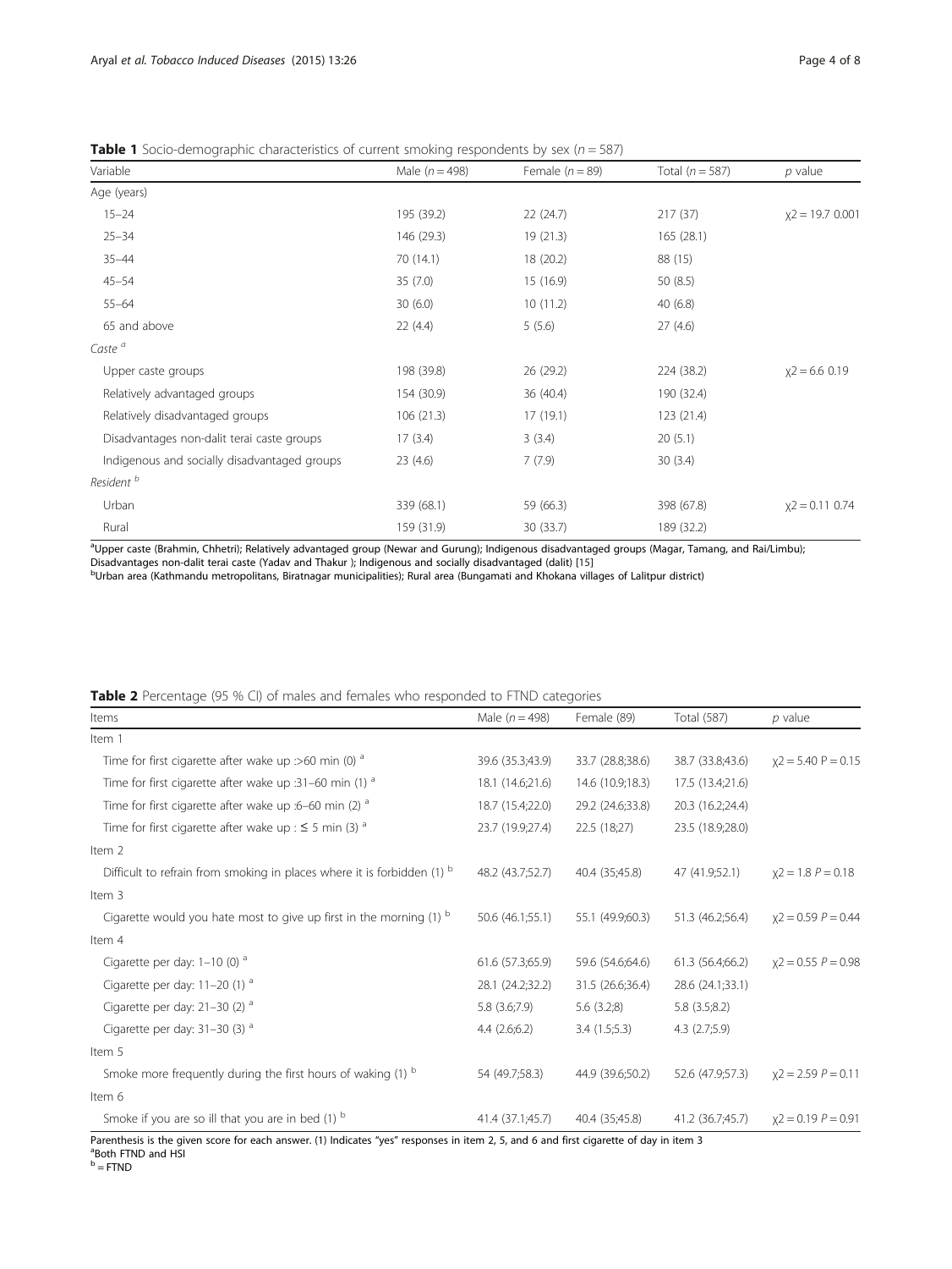**Table 1** Socio-demographic characteristics of current smoking respondents by sex ($n = 587$)

| Variable | Male ($n = 498$) | Female ($n = 89$) | Total ($n = 587$) | $p$ value |
|---|---|---|---|---|
| Age (years) | | | | |
| 15–24 | 195 (39.2) | 22 (24.7) | 217 (37) | $\chi2 = 19.7$ 0.001 |
| 25–34 | 146 (29.3) | 19 (21.3) | 165 (28.1) | |
| 35–44 | 70 (14.1) | 18 (20.2) | 88 (15) | |
| 45–54 | 35 (7.0) | 15 (16.9) | 50 (8.5) | |
| 55–64 | 30 (6.0) | 10 (11.2) | 40 (6.8) | |
| 65 and above | 22 (4.4) | 5 (5.6) | 27 (4.6) | |
| *Caste* [a] | | | | |
| Upper caste groups | 198 (39.8) | 26 (29.2) | 224 (38.2) | $\chi2 = 6.6$ 0.19 |
| Relatively advantaged groups | 154 (30.9) | 36 (40.4) | 190 (32.4) | |
| Relatively disadvantaged groups | 106 (21.3) | 17 (19.1) | 123 (21.4) | |
| Disadvantages non-dalit terai caste groups | 17 (3.4) | 3 (3.4) | 20 (5.1) | |
| Indigenous and socially disadvantaged groups | 23 (4.6) | 7 (7.9) | 30 (3.4) | |
| *Resident* [b] | | | | |
| Urban | 339 (68.1) | 59 (66.3) | 398 (67.8) | $\chi2 = 0.11$ 0.74 |
| Rural | 159 (31.9) | 30 (33.7) | 189 (32.2) | |

[a]Upper caste (Brahmin, Chhetri); Relatively advantaged group (Newar and Gurung); Indigenous disadvantaged groups (Magar, Tamang, and Rai/Limbu); Disadvantages non-dalit terai caste (Yadav and Thakur ); Indigenous and socially disadvantaged (dalit) [15]
[b]Urban area (Kathmandu metropolitans, Biratnagar municipalities); Rural area (Bungamati and Khokana villages of Lalitpur district)

**Table 2** Percentage (95 % CI) of males and females who responded to FTND categories

| Items | Male ($n = 498$) | Female (89) | Total (587) | $p$ value |
|---|---|---|---|---|
| Item 1 | | | | |
| Time for first cigarette after wake up :>60 min (0) [a] | 39.6 (35.3;43.9) | 33.7 (28.8;38.6) | 38.7 (33.8;43.6) | $\chi2 = 5.40$ $P = 0.15$ |
| Time for first cigarette after wake up :31–60 min (1) [a] | 18.1 (14.6;21.6) | 14.6 (10.9;18.3) | 17.5 (13.4;21.6) | |
| Time for first cigarette after wake up :6–60 min (2) [a] | 18.7 (15.4;22.0) | 29.2 (24.6;33.8) | 20.3 (16.2;24.4) | |
| Time for first cigarette after wake up : ≤ 5 min (3) [a] | 23.7 (19.9;27.4) | 22.5 (18;27) | 23.5 (18.9;28.0) | |
| Item 2 | | | | |
| Difficult to refrain from smoking in places where it is forbidden (1) [b] | 48.2 (43.7;52.7) | 40.4 (35;45.8) | 47 (41.9;52.1) | $\chi2 = 1.8$ $P = 0.18$ |
| Item 3 | | | | |
| Cigarette would you hate most to give up first in the morning (1) [b] | 50.6 (46.1;55.1) | 55.1 (49.9;60.3) | 51.3 (46.2;56.4) | $\chi2 = 0.59$ $P = 0.44$ |
| Item 4 | | | | |
| Cigarette per day: 1–10 (0) [a] | 61.6 (57.3;65.9) | 59.6 (54.6;64.6) | 61.3 (56.4;66.2) | $\chi2 = 0.55$ $P = 0.98$ |
| Cigarette per day: 11–20 (1) [a] | 28.1 (24.2;32.2) | 31.5 (26.6;36.4) | 28.6 (24.1;33.1) | |
| Cigarette per day: 21–30 (2) [a] | 5.8 (3.6;7.9) | 5.6 (3.2;8) | 5.8 (3.5;8.2) | |
| Cigarette per day: 31–30 (3) [a] | 4.4 (2.6;6.2) | 3.4 (1.5;5.3) | 4.3 (2.7;5.9) | |
| Item 5 | | | | |
| Smoke more frequently during the first hours of waking (1) [b] | 54 (49.7;58.3) | 44.9 (39.6;50.2) | 52.6 (47.9;57.3) | $\chi2 = 2.59$ $P = 0.11$ |
| Item 6 | | | | |
| Smoke if you are so ill that you are in bed (1) [b] | 41.4 (37.1;45.7) | 40.4 (35;45.8) | 41.2 (36.7;45.7) | $\chi2 = 0.19$ $P = 0.91$ |

Parenthesis is the given score for each answer. (1) Indicates "yes" responses in item 2, 5, and 6 and first cigarette of day in item 3
[a]Both FTND and HSI
[b] = FTND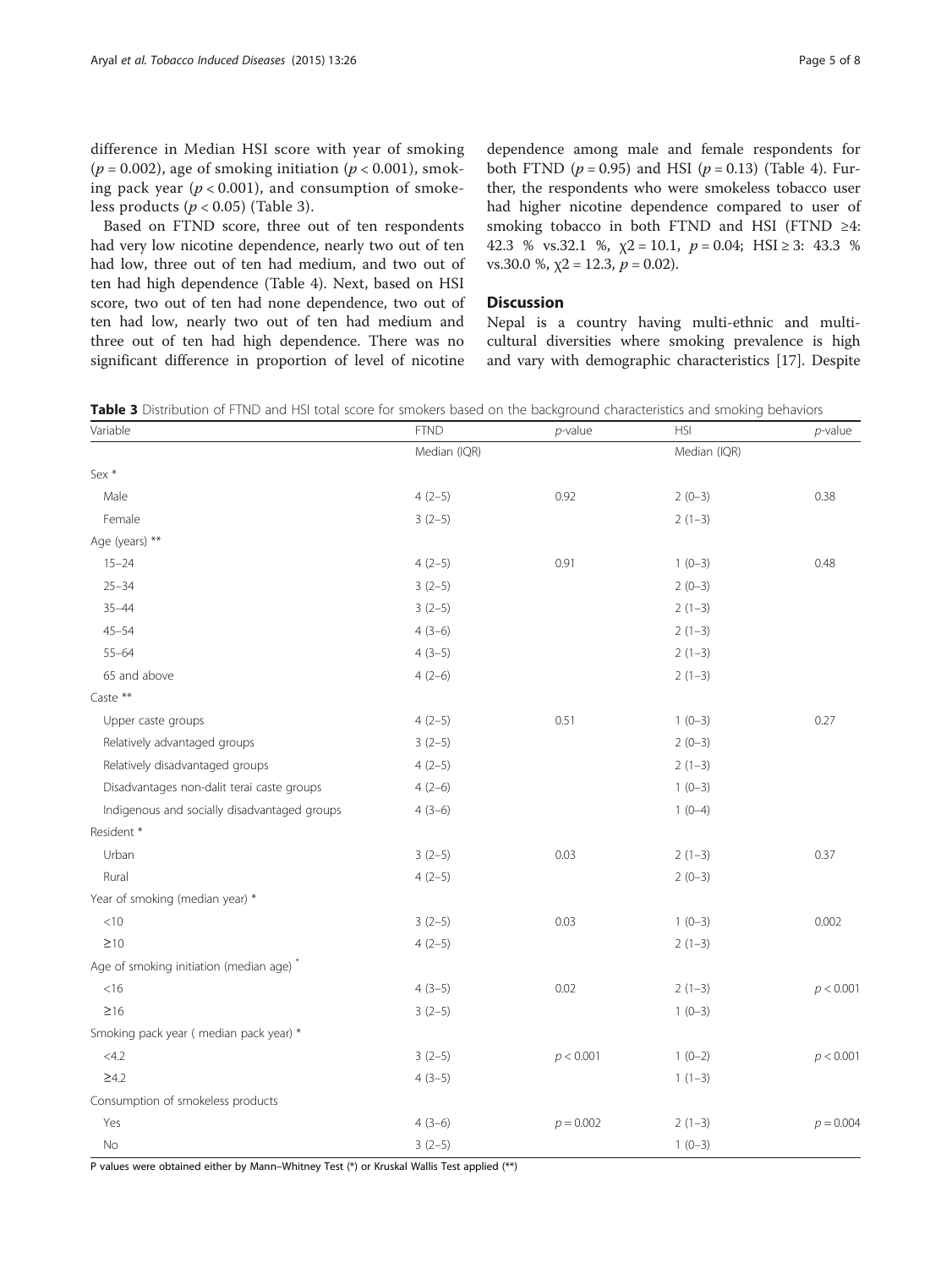difference in Median HSI score with year of smoking ($p = 0.002$), age of smoking initiation ($p < 0.001$), smoking pack year ($p < 0.001$), and consumption of smokeless products ($p < 0.05$) (Table 3).

Based on FTND score, three out of ten respondents had very low nicotine dependence, nearly two out of ten had low, three out of ten had medium, and two out of ten had high dependence (Table 4). Next, based on HSI score, two out of ten had none dependence, two out of ten had low, nearly two out of ten had medium and three out of ten had high dependence. There was no significant difference in proportion of level of nicotine dependence among male and female respondents for both FTND ($p = 0.95$) and HSI ($p = 0.13$) (Table 4). Further, the respondents who were smokeless tobacco user had higher nicotine dependence compared to user of smoking tobacco in both FTND and HSI (FTND ≥4: 42.3 % vs.32.1 %, $\chi2 = 10.1$, $p = 0.04$; HSI ≥ 3: 43.3 % vs.30.0 %, $\chi2 = 12.3$, $p = 0.02$).

## Discussion

Nepal is a country having multi-ethnic and multi-cultural diversities where smoking prevalence is high and vary with demographic characteristics [17]. Despite

**Table 3** Distribution of FTND and HSI total score for smokers based on the background characteristics and smoking behaviors

| Variable | FTND | *p*-value | HSI | *p*-value |
|---|---|---|---|---|
| | Median (IQR) | | Median (IQR) | |
| Sex * | | | | |
| Male | 4 (2–5) | 0.92 | 2 (0–3) | 0.38 |
| Female | 3 (2–5) | | 2 (1–3) | |
| Age (years) ** | | | | |
| 15–24 | 4 (2–5) | 0.91 | 1 (0–3) | 0.48 |
| 25–34 | 3 (2–5) | | 2 (0–3) | |
| 35–44 | 3 (2–5) | | 2 (1–3) | |
| 45–54 | 4 (3–6) | | 2 (1–3) | |
| 55–64 | 4 (3–5) | | 2 (1–3) | |
| 65 and above | 4 (2–6) | | 2 (1–3) | |
| Caste ** | | | | |
| Upper caste groups | 4 (2–5) | 0.51 | 1 (0–3) | 0.27 |
| Relatively advantaged groups | 3 (2–5) | | 2 (0–3) | |
| Relatively disadvantaged groups | 4 (2–5) | | 2 (1–3) | |
| Disadvantages non-dalit terai caste groups | 4 (2–6) | | 1 (0–3) | |
| Indigenous and socially disadvantaged groups | 4 (3–6) | | 1 (0–4) | |
| Resident * | | | | |
| Urban | 3 (2–5) | 0.03 | 2 (1–3) | 0.37 |
| Rural | 4 (2–5) | | 2 (0–3) | |
| Year of smoking (median year) * | | | | |
| <10 | 3 (2–5) | 0.03 | 1 (0–3) | 0.002 |
| ≥10 | 4 (2–5) | | 2 (1–3) | |
| Age of smoking initiation (median age) * | | | | |
| <16 | 4 (3–5) | 0.02 | 2 (1–3) | $p < 0.001$ |
| ≥16 | 3 (2–5) | | 1 (0–3) | |
| Smoking pack year ( median pack year) * | | | | |
| <4.2 | 3 (2–5) | $p < 0.001$ | 1 (0–2) | $p < 0.001$ |
| ≥4.2 | 4 (3–5) | | 1 (1–3) | |
| Consumption of smokeless products | | | | |
| Yes | 4 (3–6) | $p = 0.002$ | 2 (1–3) | $p = 0.004$ |
| No | 3 (2–5) | | 1 (0–3) | |

P values were obtained either by Mann–Whitney Test (*) or Kruskal Wallis Test applied (**)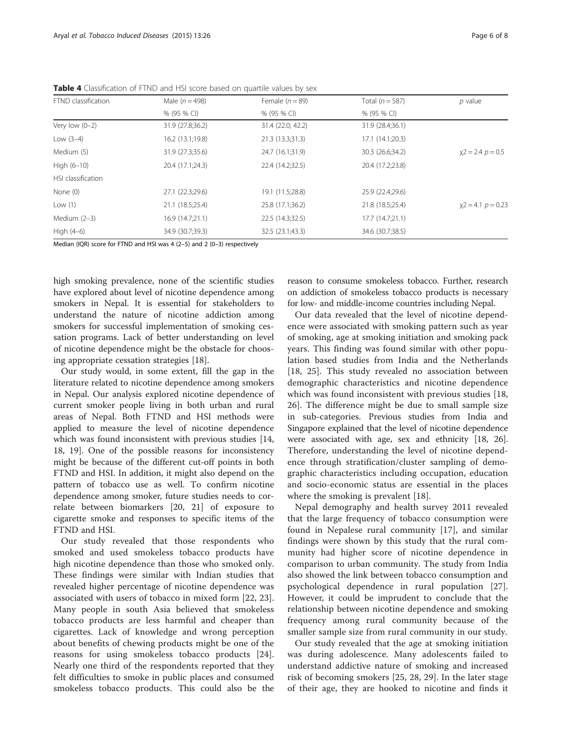**Table 4** Classification of FTND and HSI score based on quartile values by sex

| FTND classification | Male ($n = 498$) | Female ($n = 89$) | Total ($n = 587$) | *p* value |
|---|---|---|---|---|
| | % (95 % CI) | % (95 % CI) | % (95 % CI) | |
| Very low (0–2) | 31.9 (27.8;36.2) | 31.4 (22.0; 42.2) | 31.9 (28.4;36.1) | |
| Low (3–4) | 16.2 (13.1;19.8) | 21.3 (13.3;31.3) | 17.1 (14.1;20.3) | |
| Medium (5) | 31.9 (27.3;35.6) | 24.7 (16.1;31.9) | 30.3 (26.6;34.2) | $\chi 2 = 2.4$ $p = 0.5$ |
| High (6–10) | 20.4 (17.1;24.3) | 22.4 (14.2;32.5) | 20.4 (17.2;23.8) | |
| HSI classification | | | | |
| None (0) | 27.1 (22.3;29.6) | 19.1 (11.5;28.8) | 25.9 (22.4;29.6) | |
| Low (1) | 21.1 (18.5;25.4) | 25.8 (17.1;36.2) | 21.8 (18.5;25.4) | $\chi 2 = 4.1$ $p = 0.23$ |
| Medium (2–3) | 16.9 (14.7;21.1) | 22.5 (14.3;32.5) | 17.7 (14.7;21.1) | |
| High (4–6) | 34.9 (30.7;39.3) | 32.5 (23.1;43.3) | 34.6 (30.7;38.5) | |

Median (IQR) score for FTND and HSI was 4 (2–5) and 2 (0–3) respectively

high smoking prevalence, none of the scientific studies have explored about level of nicotine dependence among smokers in Nepal. It is essential for stakeholders to understand the nature of nicotine addiction among smokers for successful implementation of smoking cessation programs. Lack of better understanding on level of nicotine dependence might be the obstacle for choosing appropriate cessation strategies [18].

Our study would, in some extent, fill the gap in the literature related to nicotine dependence among smokers in Nepal. Our analysis explored nicotine dependence of current smoker people living in both urban and rural areas of Nepal. Both FTND and HSI methods were applied to measure the level of nicotine dependence which was found inconsistent with previous studies [14, 18, 19]. One of the possible reasons for inconsistency might be because of the different cut-off points in both FTND and HSI. In addition, it might also depend on the pattern of tobacco use as well. To confirm nicotine dependence among smoker, future studies needs to correlate between biomarkers [20, 21] of exposure to cigarette smoke and responses to specific items of the FTND and HSI.

Our study revealed that those respondents who smoked and used smokeless tobacco products have high nicotine dependence than those who smoked only. These findings were similar with Indian studies that revealed higher percentage of nicotine dependence was associated with users of tobacco in mixed form [22, 23]. Many people in south Asia believed that smokeless tobacco products are less harmful and cheaper than cigarettes. Lack of knowledge and wrong perception about benefits of chewing products might be one of the reasons for using smokeless tobacco products [24]. Nearly one third of the respondents reported that they felt difficulties to smoke in public places and consumed smokeless tobacco products. This could also be the reason to consume smokeless tobacco. Further, research on addiction of smokeless tobacco products is necessary for low- and middle-income countries including Nepal.

Our data revealed that the level of nicotine dependence were associated with smoking pattern such as year of smoking, age at smoking initiation and smoking pack years. This finding was found similar with other population based studies from India and the Netherlands [18, 25]. This study revealed no association between demographic characteristics and nicotine dependence which was found inconsistent with previous studies [18, 26]. The difference might be due to small sample size in sub-categories. Previous studies from India and Singapore explained that the level of nicotine dependence were associated with age, sex and ethnicity [18, 26]. Therefore, understanding the level of nicotine dependence through stratification/cluster sampling of demographic characteristics including occupation, education and socio-economic status are essential in the places where the smoking is prevalent [18].

Nepal demography and health survey 2011 revealed that the large frequency of tobacco consumption were found in Nepalese rural community [17], and similar findings were shown by this study that the rural community had higher score of nicotine dependence in comparison to urban community. The study from India also showed the link between tobacco consumption and psychological dependence in rural population [27]. However, it could be imprudent to conclude that the relationship between nicotine dependence and smoking frequency among rural community because of the smaller sample size from rural community in our study.

Our study revealed that the age at smoking initiation was during adolescence. Many adolescents failed to understand addictive nature of smoking and increased risk of becoming smokers [25, 28, 29]. In the later stage of their age, they are hooked to nicotine and finds it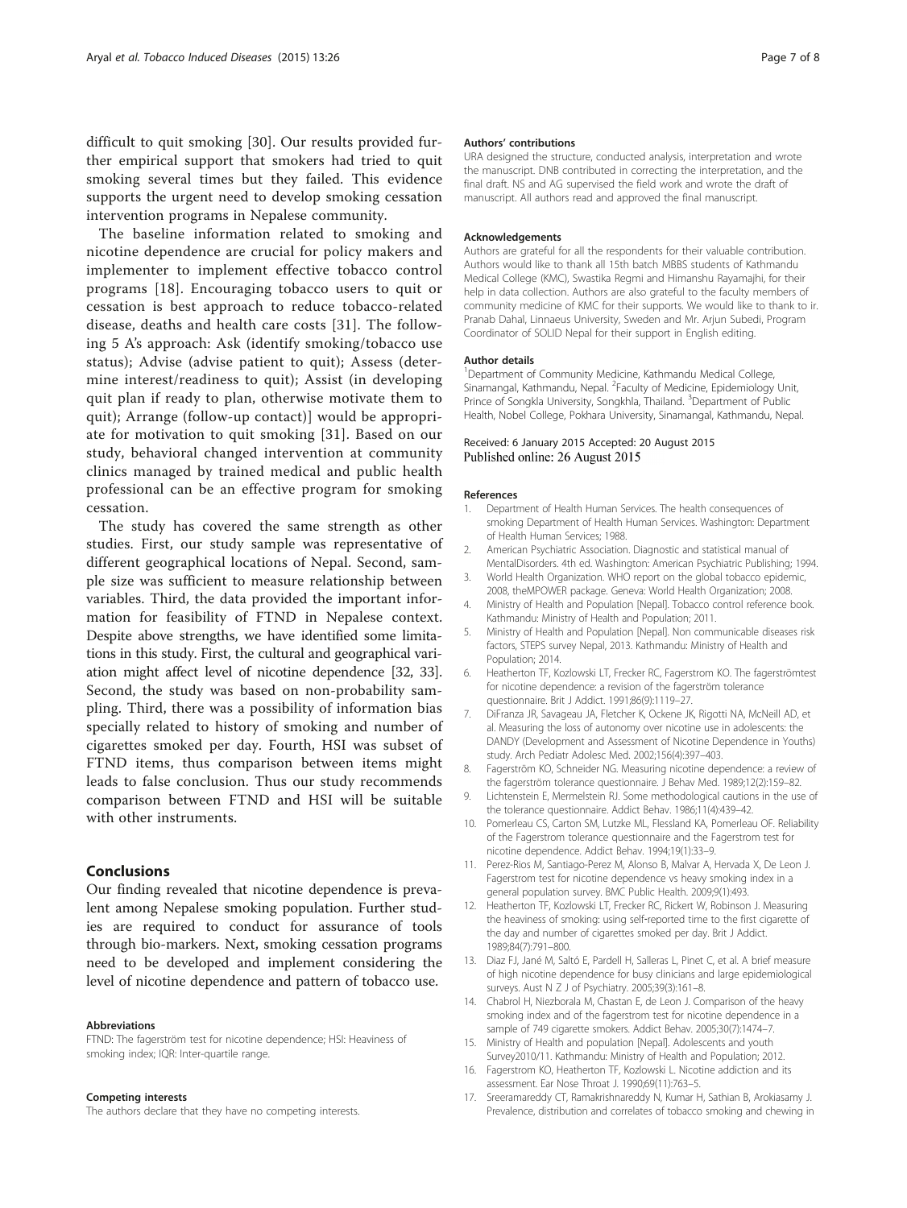difficult to quit smoking [30]. Our results provided further empirical support that smokers had tried to quit smoking several times but they failed. This evidence supports the urgent need to develop smoking cessation intervention programs in Nepalese community.

The baseline information related to smoking and nicotine dependence are crucial for policy makers and implementer to implement effective tobacco control programs [18]. Encouraging tobacco users to quit or cessation is best approach to reduce tobacco-related disease, deaths and health care costs [31]. The following 5 A's approach: Ask (identify smoking/tobacco use status); Advise (advise patient to quit); Assess (determine interest/readiness to quit); Assist (in developing quit plan if ready to plan, otherwise motivate them to quit); Arrange (follow-up contact)] would be appropriate for motivation to quit smoking [31]. Based on our study, behavioral changed intervention at community clinics managed by trained medical and public health professional can be an effective program for smoking cessation.

The study has covered the same strength as other studies. First, our study sample was representative of different geographical locations of Nepal. Second, sample size was sufficient to measure relationship between variables. Third, the data provided the important information for feasibility of FTND in Nepalese context. Despite above strengths, we have identified some limitations in this study. First, the cultural and geographical variation might affect level of nicotine dependence [32, 33]. Second, the study was based on non-probability sampling. Third, there was a possibility of information bias specially related to history of smoking and number of cigarettes smoked per day. Fourth, HSI was subset of FTND items, thus comparison between items might leads to false conclusion. Thus our study recommends comparison between FTND and HSI will be suitable with other instruments.

## Conclusions

Our finding revealed that nicotine dependence is prevalent among Nepalese smoking population. Further studies are required to conduct for assurance of tools through bio-markers. Next, smoking cessation programs need to be developed and implement considering the level of nicotine dependence and pattern of tobacco use.

#### Abbreviations

FTND: The fagerström test for nicotine dependence; HSI: Heaviness of smoking index; IQR: Inter-quartile range.

#### Competing interests

The authors declare that they have no competing interests.

#### Authors' contributions

URA designed the structure, conducted analysis, interpretation and wrote the manuscript. DNB contributed in correcting the interpretation, and the final draft. NS and AG supervised the field work and wrote the draft of manuscript. All authors read and approved the final manuscript.

#### Acknowledgements

Authors are grateful for all the respondents for their valuable contribution. Authors would like to thank all 15th batch MBBS students of Kathmandu Medical College (KMC), Swastika Regmi and Himanshu Rayamajhi, for their help in data collection. Authors are also grateful to the faculty members of community medicine of KMC for their supports. We would like to thank to ir. Pranab Dahal, Linnaeus University, Sweden and Mr. Arjun Subedi, Program Coordinator of SOLID Nepal for their support in English editing.

#### Author details

[1]Department of Community Medicine, Kathmandu Medical College, Sinamangal, Kathmandu, Nepal. [2]Faculty of Medicine, Epidemiology Unit, Prince of Songkla University, Songkhla, Thailand. [3]Department of Public Health, Nobel College, Pokhara University, Sinamangal, Kathmandu, Nepal.

Received: 6 January 2015 Accepted: 20 August 2015
Published online: 26 August 2015

#### References

1. Department of Health Human Services. The health consequences of smoking Department of Health Human Services. Washington: Department of Health Human Services; 1988.
2. American Psychiatric Association. Diagnostic and statistical manual of MentalDisorders. 4th ed. Washington: American Psychiatric Publishing; 1994.
3. World Health Organization. WHO report on the global tobacco epidemic, 2008, theMPOWER package. Geneva: World Health Organization; 2008.
4. Ministry of Health and Population [Nepal]. Tobacco control reference book. Kathmandu: Ministry of Health and Population; 2011.
5. Ministry of Health and Population [Nepal]. Non communicable diseases risk factors, STEPS survey Nepal, 2013. Kathmandu: Ministry of Health and Population; 2014.
6. Heatherton TF, Kozlowski LT, Frecker RC, Fagerstrom KO. The fagerströmtest for nicotine dependence: a revision of the fagerström tolerance questionnaire. Brit J Addict. 1991;86(9):1119–27.
7. DiFranza JR, Savageau JA, Fletcher K, Ockene JK, Rigotti NA, McNeill AD, et al. Measuring the loss of autonomy over nicotine use in adolescents: the DANDY (Development and Assessment of Nicotine Dependence in Youths) study. Arch Pediatr Adolesc Med. 2002;156(4):397–403.
8. Fagerström KO, Schneider NG. Measuring nicotine dependence: a review of the fagerström tolerance questionnaire. J Behav Med. 1989;12(2):159–82.
9. Lichtenstein E, Mermelstein RJ. Some methodological cautions in the use of the tolerance questionnaire. Addict Behav. 1986;11(4):439–42.
10. Pomerleau CS, Carton SM, Lutzke ML, Flessland KA, Pomerleau OF. Reliability of the Fagerstrom tolerance questionnaire and the Fagerstrom test for nicotine dependence. Addict Behav. 1994;19(1):33–9.
11. Perez-Rios M, Santiago-Perez M, Alonso B, Malvar A, Hervada X, De Leon J. Fagerstrom test for nicotine dependence vs heavy smoking index in a general population survey. BMC Public Health. 2009;9(1):493.
12. Heatherton TF, Kozlowski LT, Frecker RC, Rickert W, Robinson J. Measuring the heaviness of smoking: using self-reported time to the first cigarette of the day and number of cigarettes smoked per day. Brit J Addict. 1989;84(7):791–800.
13. Diaz FJ, Jané M, Saltó E, Pardell H, Salleras L, Pinet C, et al. A brief measure of high nicotine dependence for busy clinicians and large epidemiological surveys. Aust N Z J of Psychiatry. 2005;39(3):161–8.
14. Chabrol H, Niezborala M, Chastan E, de Leon J. Comparison of the heavy smoking index and of the fagerstrom test for nicotine dependence in a sample of 749 cigarette smokers. Addict Behav. 2005;30(7):1474–7.
15. Ministry of Health and population [Nepal]. Adolescents and youth Survey2010/11. Kathmandu: Ministry of Health and Population; 2012.
16. Fagerstrom KO, Heatherton TF, Kozlowski L. Nicotine addiction and its assessment. Ear Nose Throat J. 1990;69(11):763–5.
17. Sreeramareddy CT, Ramakrishnareddy N, Kumar H, Sathian B, Arokiasamy J. Prevalence, distribution and correlates of tobacco smoking and chewing in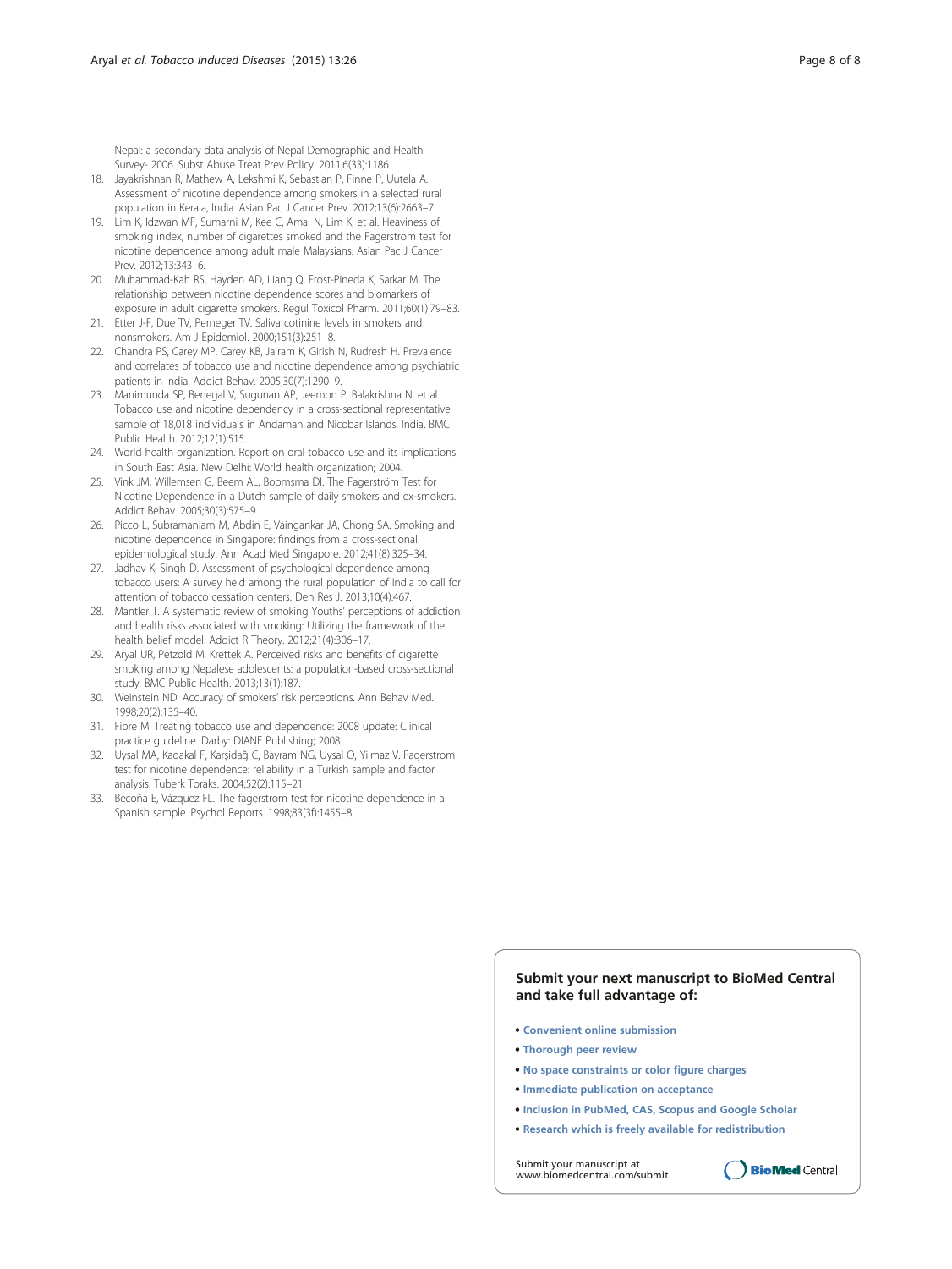Nepal: a secondary data analysis of Nepal Demographic and Health Survey- 2006. Subst Abuse Treat Prev Policy. 2011;6(33):1186.

18. Jayakrishnan R, Mathew A, Lekshmi K, Sebastian P, Finne P, Uutela A. Assessment of nicotine dependence among smokers in a selected rural population in Kerala, India. Asian Pac J Cancer Prev. 2012;13(6):2663–7.
19. Lim K, Idzwan MF, Sumarni M, Kee C, Amal N, Lim K, et al. Heaviness of smoking index, number of cigarettes smoked and the Fagerstrom test for nicotine dependence among adult male Malaysians. Asian Pac J Cancer Prev. 2012;13:343–6.
20. Muhammad-Kah RS, Hayden AD, Liang Q, Frost-Pineda K, Sarkar M. The relationship between nicotine dependence scores and biomarkers of exposure in adult cigarette smokers. Regul Toxicol Pharm. 2011;60(1):79–83.
21. Etter J-F, Due TV, Perneger TV. Saliva cotinine levels in smokers and nonsmokers. Am J Epidemiol. 2000;151(3):251–8.
22. Chandra PS, Carey MP, Carey KB, Jairam K, Girish N, Rudresh H. Prevalence and correlates of tobacco use and nicotine dependence among psychiatric patients in India. Addict Behav. 2005;30(7):1290–9.
23. Manimunda SP, Benegal V, Sugunan AP, Jeemon P, Balakrishna N, et al. Tobacco use and nicotine dependency in a cross-sectional representative sample of 18,018 individuals in Andaman and Nicobar Islands, India. BMC Public Health. 2012;12(1):515.
24. World health organization. Report on oral tobacco use and its implications in South East Asia. New Delhi: World health organization; 2004.
25. Vink JM, Willemsen G, Beem AL, Boomsma DI. The Fagerström Test for Nicotine Dependence in a Dutch sample of daily smokers and ex-smokers. Addict Behav. 2005;30(3):575–9.
26. Picco L, Subramaniam M, Abdin E, Vaingankar JA, Chong SA. Smoking and nicotine dependence in Singapore: findings from a cross-sectional epidemiological study. Ann Acad Med Singapore. 2012;41(8):325–34.
27. Jadhav K, Singh D. Assessment of psychological dependence among tobacco users: A survey held among the rural population of India to call for attention of tobacco cessation centers. Den Res J. 2013;10(4):467.
28. Mantler T. A systematic review of smoking Youths' perceptions of addiction and health risks associated with smoking: Utilizing the framework of the health belief model. Addict R Theory. 2012;21(4):306–17.
29. Aryal UR, Petzold M, Krettek A. Perceived risks and benefits of cigarette smoking among Nepalese adolescents: a population-based cross-sectional study. BMC Public Health. 2013;13(1):187.
30. Weinstein ND. Accuracy of smokers' risk perceptions. Ann Behav Med. 1998;20(2):135–40.
31. Fiore M. Treating tobacco use and dependence: 2008 update: Clinical practice guideline. Darby: DIANE Publishing; 2008.
32. Uysal MA, Kadakal F, Karşidağ C, Bayram NG, Uysal O, Yilmaz V. Fagerstrom test for nicotine dependence: reliability in a Turkish sample and factor analysis. Tuberk Toraks. 2004;52(2):115–21.
33. Becoña E, Vázquez FL. The fagerstrom test for nicotine dependence in a Spanish sample. Psychol Reports. 1998;83(3f):1455–8.

**Submit your next manuscript to BioMed Central and take full advantage of:**

- **Convenient online submission**
- **Thorough peer review**
- **No space constraints or color figure charges**
- **Immediate publication on acceptance**
- **Inclusion in PubMed, CAS, Scopus and Google Scholar**
- **Research which is freely available for redistribution**

Submit your manuscript at
www.biomedcentral.com/submit

BioMed Central